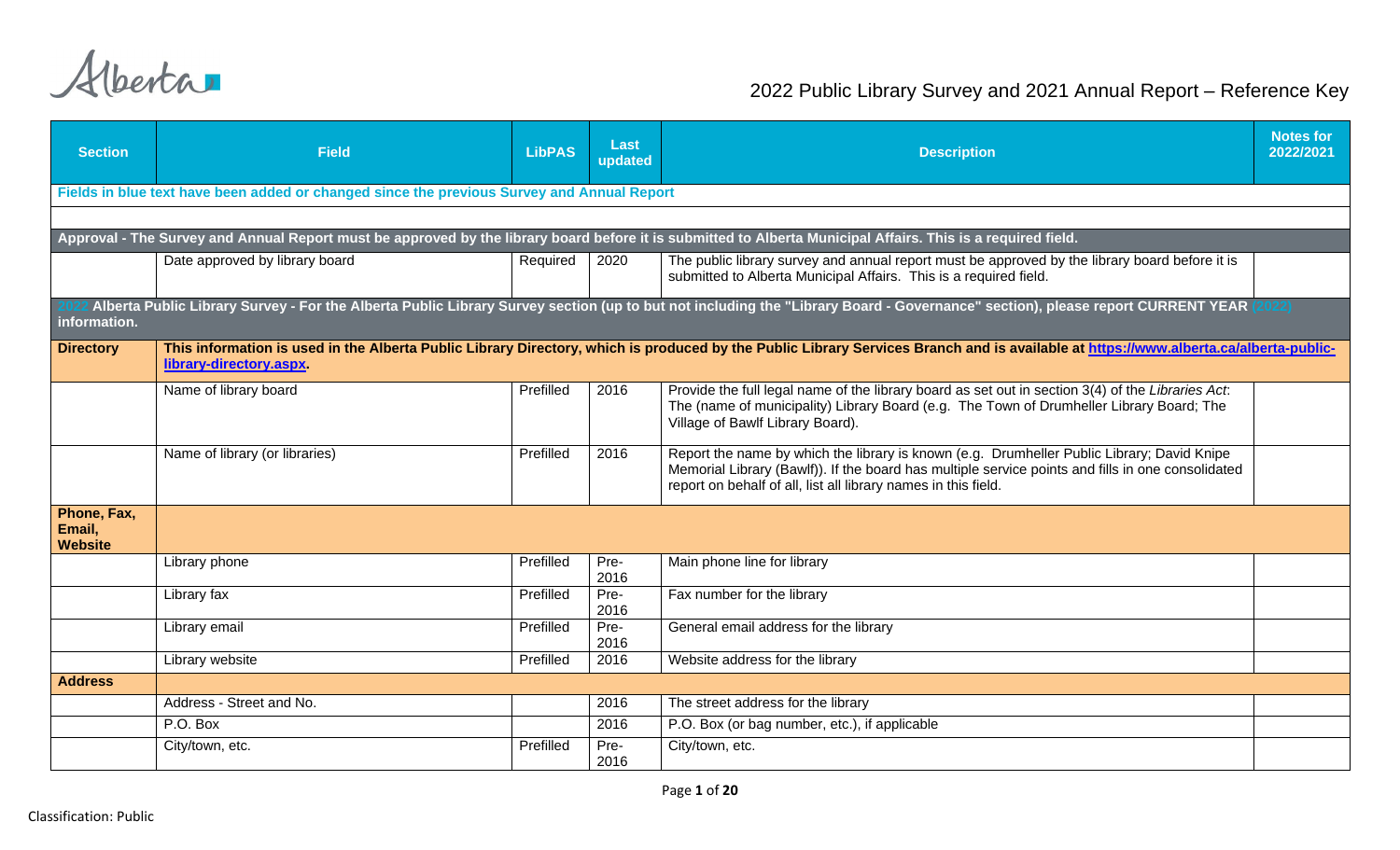# 2022 Public Library Survey and 2021 Annual Report – Reference Key

| Section | Field | LibPAS | Last updated | Description | Notes for 2022/2021 |
|---|---|---|---|---|---|
| **Fields in blue text have been added or changed since the previous Survey and Annual Report** | | | | | |
| | | | | | |
| **Approval - The Survey and Annual Report must be approved by the library board before it is submitted to Alberta Municipal Affairs. This is a required field.** | | | | | |
| | Date approved by library board | Required | 2020 | The public library survey and annual report must be approved by the library board before it is submitted to Alberta Municipal Affairs. This is a required field. | |
| **2022 Alberta Public Library Survey - For the Alberta Public Library Survey section (up to but not including the "Library Board - Governance" section), please report CURRENT YEAR (2022) information.** | | | | | |
| **Directory** | **This information is used in the Alberta Public Library Directory, which is produced by the Public Library Services Branch and is available at [https://www.alberta.ca/alberta-public-library-directory.aspx](https://www.alberta.ca/alberta-public-library-directory.aspx).** | | | | |
| | Name of library board | Prefilled | 2016 | Provide the full legal name of the library board as set out in section 3(4) of the *Libraries Act*: The (name of municipality) Library Board (e.g. The Town of Drumheller Library Board; The Village of Bawlf Library Board). | |
| | Name of library (or libraries) | Prefilled | 2016 | Report the name by which the library is known (e.g. Drumheller Public Library; David Knipe Memorial Library (Bawlf)). If the board has multiple service points and fills in one consolidated report on behalf of all, list all library names in this field. | |
| **Phone, Fax, Email, Website** | | | | | |
| | Library phone | Prefilled | Pre-2016 | Main phone line for library | |
| | Library fax | Prefilled | Pre-2016 | Fax number for the library | |
| | Library email | Prefilled | Pre-2016 | General email address for the library | |
| | Library website | Prefilled | 2016 | Website address for the library | |
| **Address** | | | | | |
| | Address - Street and No. | | 2016 | The street address for the library | |
| | P.O. Box | | 2016 | P.O. Box (or bag number, etc.), if applicable | |
| | City/town, etc. | Prefilled | Pre-2016 | City/town, etc. | |

Classification: Public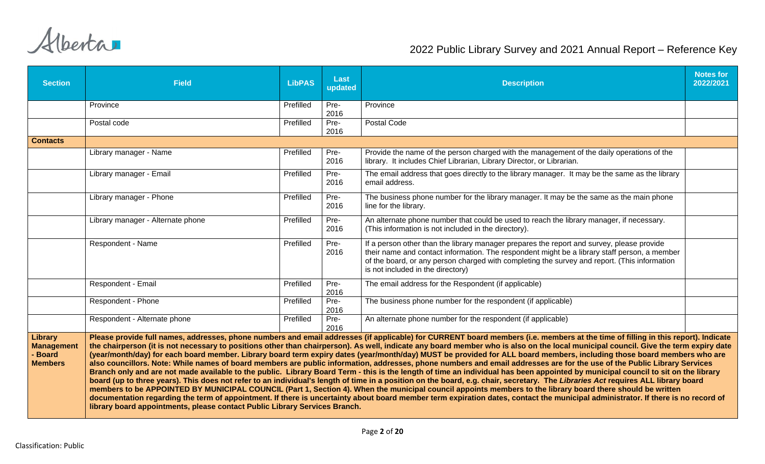| Section | Field | LibPAS | Last updated | Description | Notes for 2022/2021 |
|---|---|---|---|---|---|
| | Province | Prefilled | Pre-2016 | Province | |
| | Postal code | Prefilled | Pre-2016 | Postal Code | |
| **Contacts** | | | | | |
| | Library manager - Name | Prefilled | Pre-2016 | Provide the name of the person charged with the management of the daily operations of the library. It includes Chief Librarian, Library Director, or Librarian. | |
| | Library manager - Email | Prefilled | Pre-2016 | The email address that goes directly to the library manager. It may be the same as the library email address. | |
| | Library manager - Phone | Prefilled | Pre-2016 | The business phone number for the library manager. It may be the same as the main phone line for the library. | |
| | Library manager - Alternate phone | Prefilled | Pre-2016 | An alternate phone number that could be used to reach the library manager, if necessary. (This information is not included in the directory). | |
| | Respondent - Name | Prefilled | Pre-2016 | If a person other than the library manager prepares the report and survey, please provide their name and contact information. The respondent might be a library staff person, a member of the board, or any person charged with completing the survey and report. (This information is not included in the directory) | |
| | Respondent - Email | Prefilled | Pre-2016 | The email address for the Respondent (if applicable) | |
| | Respondent - Phone | Prefilled | Pre-2016 | The business phone number for the respondent (if applicable) | |
| | Respondent - Alternate phone | Prefilled | Pre-2016 | An alternate phone number for the respondent (if applicable) | |
| **Library Management - Board Members** | **Please provide full names, addresses, phone numbers and email addresses (if applicable) for CURRENT board members (i.e. members at the time of filling in this report). Indicate the chairperson (it is not necessary to positions other than chairperson). As well, indicate any board member who is also on the local municipal council. Give the term expiry date (year/month/day) for each board member. Library board term expiry dates (year/month/day) MUST be provided for ALL board members, including those board members who are also councillors. Note: While names of board members are public information, addresses, phone numbers and email addresses are for the use of the Public Library Services Branch only and are not made available to the public. Library Board Term - this is the length of time an individual has been appointed by municipal council to sit on the library board (up to three years). This does not refer to an individual's length of time in a position on the board, e.g. chair, secretary. The *Libraries Act* requires ALL library board members to be APPOINTED BY MUNICIPAL COUNCIL (Part 1, Section 4). When the municipal council appoints members to the library board there should be written documentation regarding the term of appointment. If there is uncertainty about board member term expiration dates, contact the municipal administrator. If there is no record of library board appointments, please contact Public Library Services Branch.** | | | | |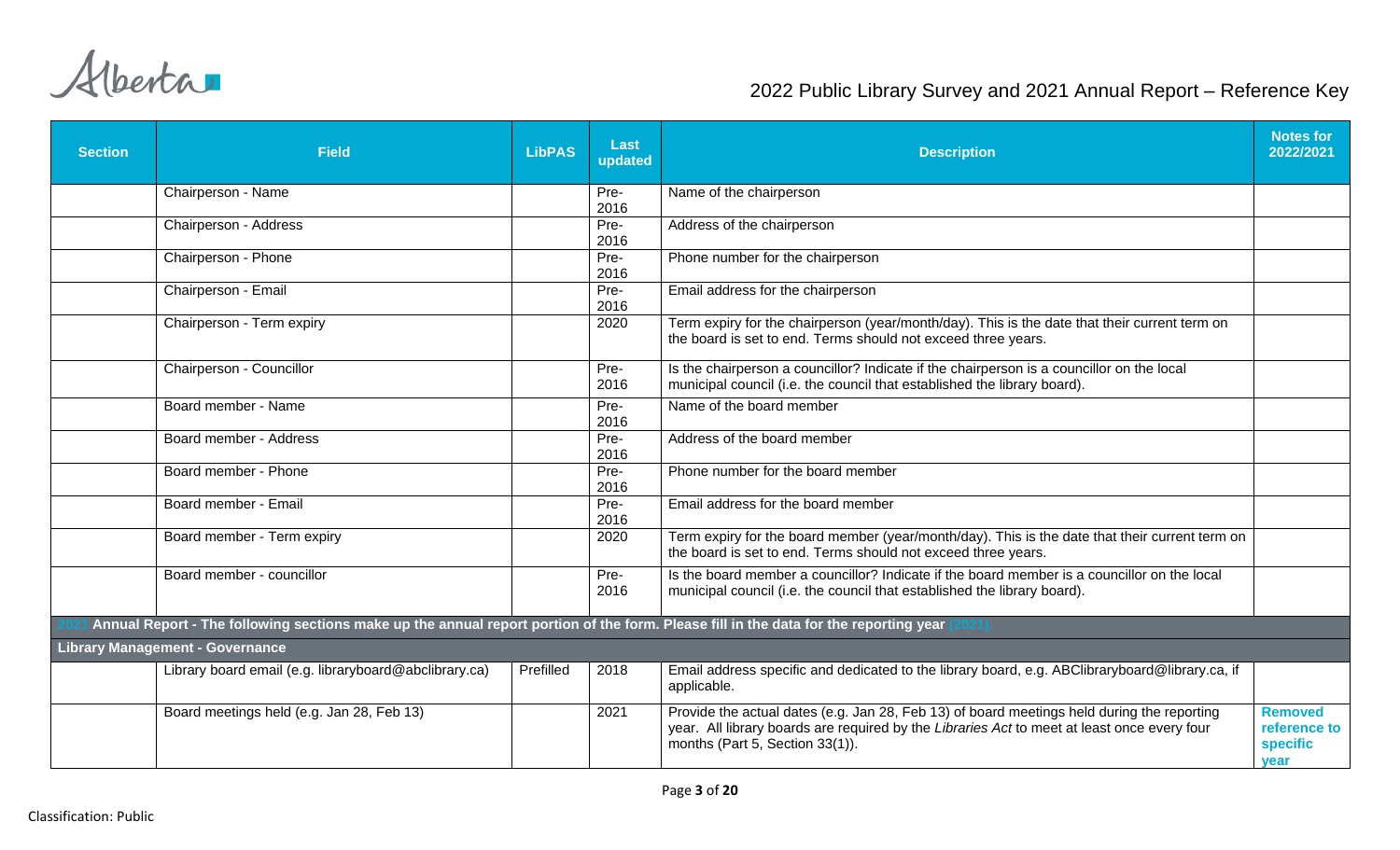| Section | Field | LibPAS | Last updated | Description | Notes for 2022/2021 |
|---|---|---|---|---|---|
| | Chairperson - Name | | Pre-2016 | Name of the chairperson | |
| | Chairperson - Address | | Pre-2016 | Address of the chairperson | |
| | Chairperson - Phone | | Pre-2016 | Phone number for the chairperson | |
| | Chairperson - Email | | Pre-2016 | Email address for the chairperson | |
| | Chairperson - Term expiry | | 2020 | Term expiry for the chairperson (year/month/day). This is the date that their current term on the board is set to end. Terms should not exceed three years. | |
| | Chairperson - Councillor | | Pre-2016 | Is the chairperson a councillor? Indicate if the chairperson is a councillor on the local municipal council (i.e. the council that established the library board). | |
| | Board member - Name | | Pre-2016 | Name of the board member | |
| | Board member - Address | | Pre-2016 | Address of the board member | |
| | Board member - Phone | | Pre-2016 | Phone number for the board member | |
| | Board member - Email | | Pre-2016 | Email address for the board member | |
| | Board member - Term expiry | | 2020 | Term expiry for the board member (year/month/day). This is the date that their current term on the board is set to end. Terms should not exceed three years. | |
| | Board member - councillor | | Pre-2016 | Is the board member a councillor? Indicate if the board member is a councillor on the local municipal council (i.e. the council that established the library board). | |
| **2021 Annual Report - The following sections make up the annual report portion of the form. Please fill in the data for the reporting year (2021).** | | | | | |
| **Library Management - Governance** | | | | | |
| | Library board email (e.g. libraryboard@abclibrary.ca) | Prefilled | 2018 | Email address specific and dedicated to the library board, e.g. ABClibraryboard@library.ca, if applicable. | |
| | Board meetings held (e.g. Jan 28, Feb 13) | | 2021 | Provide the actual dates (e.g. Jan 28, Feb 13) of board meetings held during the reporting year. All library boards are required by the *Libraries Act* to meet at least once every four months (Part 5, Section 33(1)). | **Removed reference to specific year** |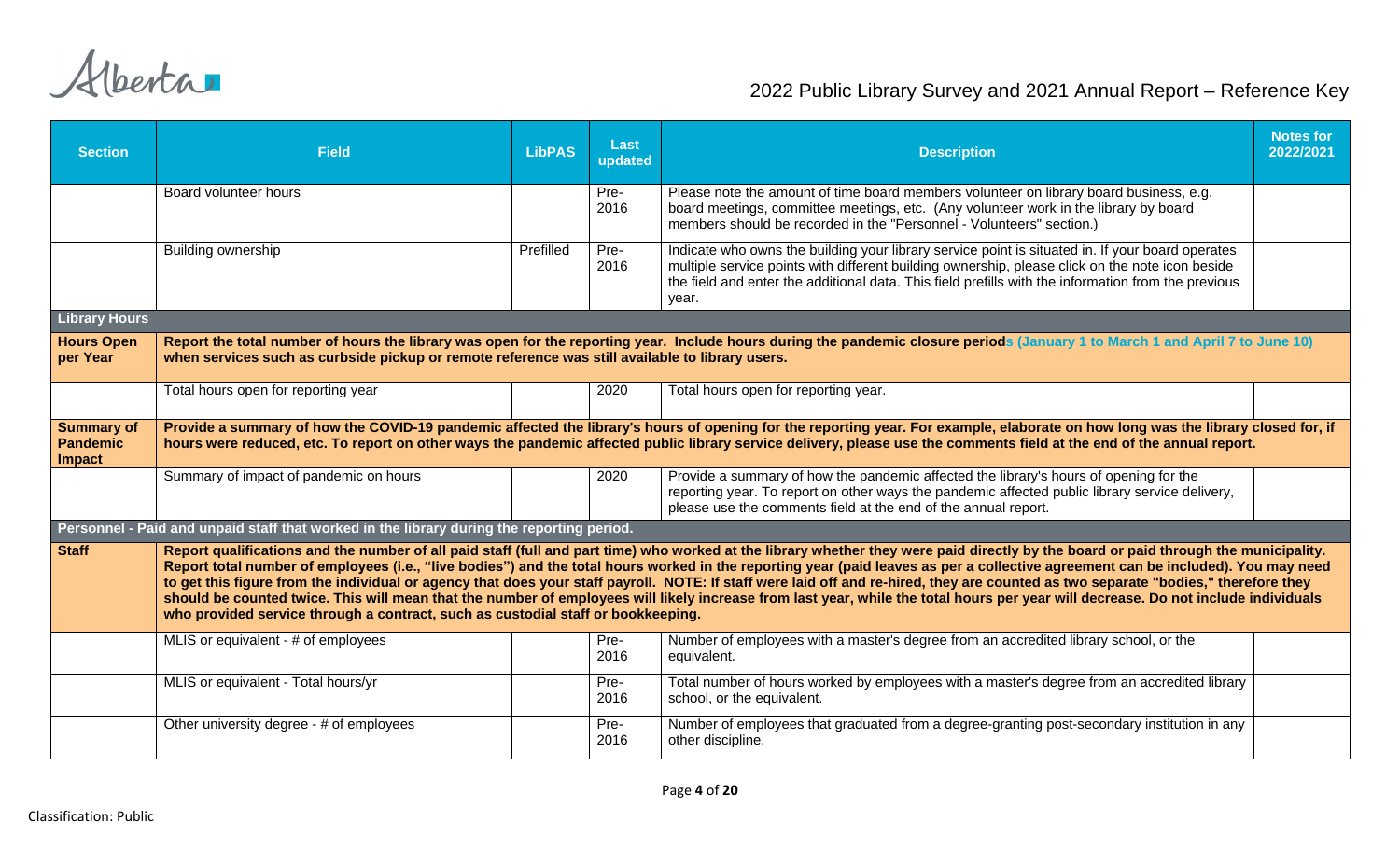| Section | Field | LibPAS | Last updated | Description | Notes for 2022/2021 |
|---|---|---|---|---|---|
| | Board volunteer hours | | Pre-2016 | Please note the amount of time board members volunteer on library board business, e.g. board meetings, committee meetings, etc. (Any volunteer work in the library by board members should be recorded in the "Personnel - Volunteers" section.) | |
| | Building ownership | Prefilled | Pre-2016 | Indicate who owns the building your library service point is situated in. If your board operates multiple service points with different building ownership, please click on the note icon beside the field and enter the additional data. This field prefills with the information from the previous year. | |
| **Library Hours** | | | | | |
| **Hours Open per Year** | **Report the total number of hours the library was open for the reporting year. Include hours during the pandemic closure periods (January 1 to March 1 and April 7 to June 10) when services such as curbside pickup or remote reference was still available to library users.** | | | | |
| | Total hours open for reporting year | | 2020 | Total hours open for reporting year. | |
| **Summary of Pandemic Impact** | **Provide a summary of how the COVID-19 pandemic affected the library's hours of opening for the reporting year. For example, elaborate on how long was the library closed for, if hours were reduced, etc. To report on other ways the pandemic affected public library service delivery, please use the comments field at the end of the annual report.** | | | | |
| | Summary of impact of pandemic on hours | | 2020 | Provide a summary of how the pandemic affected the library's hours of opening for the reporting year. To report on other ways the pandemic affected public library service delivery, please use the comments field at the end of the annual report. | |
| **Personnel - Paid and unpaid staff that worked in the library during the reporting period.** | | | | | |
| **Staff** | **Report qualifications and the number of all paid staff (full and part time) who worked at the library whether they were paid directly by the board or paid through the municipality. Report total number of employees (i.e., "live bodies") and the total hours worked in the reporting year (paid leaves as per a collective agreement can be included). You may need to get this figure from the individual or agency that does your staff payroll. NOTE: If staff were laid off and re-hired, they are counted as two separate "bodies," therefore they should be counted twice. This will mean that the number of employees will likely increase from last year, while the total hours per year will decrease. Do not include individuals who provided service through a contract, such as custodial staff or bookkeeping.** | | | | |
| | MLIS or equivalent - # of employees | | Pre-2016 | Number of employees with a master's degree from an accredited library school, or the equivalent. | |
| | MLIS or equivalent - Total hours/yr | | Pre-2016 | Total number of hours worked by employees with a master's degree from an accredited library school, or the equivalent. | |
| | Other university degree - # of employees | | Pre-2016 | Number of employees that graduated from a degree-granting post-secondary institution in any other discipline. | |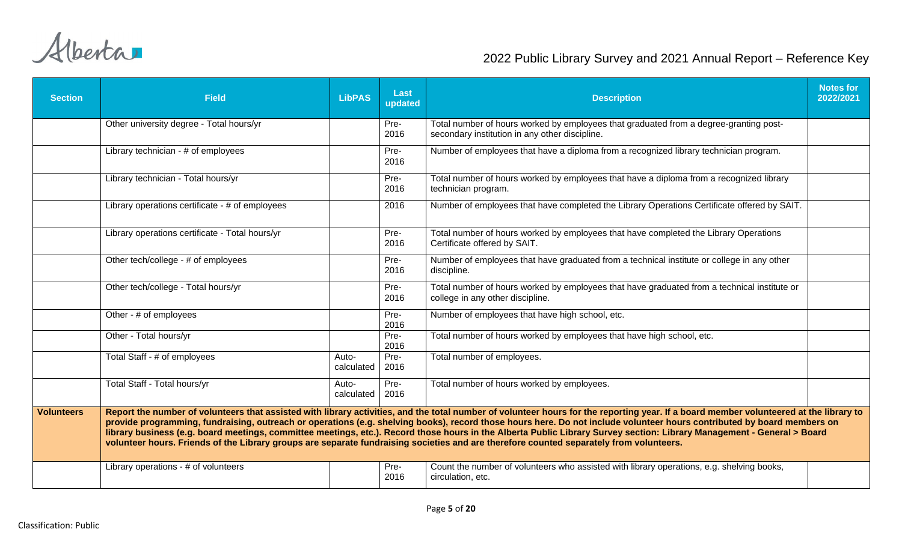| Section | Field | LibPAS | Last updated | Description | Notes for 2022/2021 |
|---|---|---|---|---|---|
| | Other university degree - Total hours/yr | | Pre-2016 | Total number of hours worked by employees that graduated from a degree-granting post-secondary institution in any other discipline. | |
| | Library technician - # of employees | | Pre-2016 | Number of employees that have a diploma from a recognized library technician program. | |
| | Library technician - Total hours/yr | | Pre-2016 | Total number of hours worked by employees that have a diploma from a recognized library technician program. | |
| | Library operations certificate - # of employees | | 2016 | Number of employees that have completed the Library Operations Certificate offered by SAIT. | |
| | Library operations certificate - Total hours/yr | | Pre-2016 | Total number of hours worked by employees that have completed the Library Operations Certificate offered by SAIT. | |
| | Other tech/college - # of employees | | Pre-2016 | Number of employees that have graduated from a technical institute or college in any other discipline. | |
| | Other tech/college - Total hours/yr | | Pre-2016 | Total number of hours worked by employees that have graduated from a technical institute or college in any other discipline. | |
| | Other - # of employees | | Pre-2016 | Number of employees that have high school, etc. | |
| | Other - Total hours/yr | | Pre-2016 | Total number of hours worked by employees that have high school, etc. | |
| | Total Staff - # of employees | Auto-calculated | Pre-2016 | Total number of employees. | |
| | Total Staff - Total hours/yr | Auto-calculated | Pre-2016 | Total number of hours worked by employees. | |
| **Volunteers** | **Report the number of volunteers that assisted with library activities, and the total number of volunteer hours for the reporting year. If a board member volunteered at the library to provide programming, fundraising, outreach or operations (e.g. shelving books), record those hours here. Do not include volunteer hours contributed by board members on library business (e.g. board meetings, committee meetings, etc.). Record those hours in the Alberta Public Library Survey section: Library Management - General > Board volunteer hours. Friends of the Library groups are separate fundraising societies and are therefore counted separately from volunteers.** | | | | |
| | Library operations - # of volunteers | | Pre-2016 | Count the number of volunteers who assisted with library operations, e.g. shelving books, circulation, etc. | |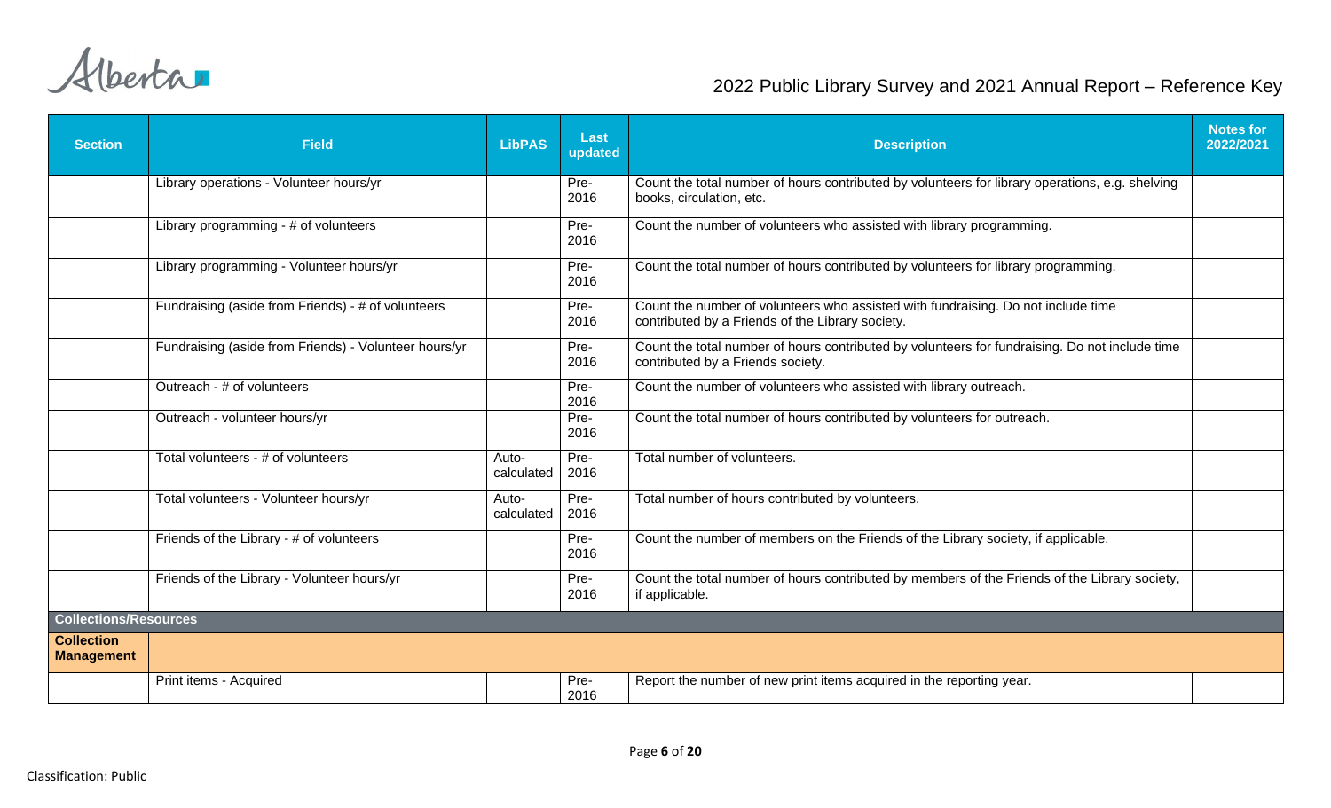| Section | Field | LibPAS | Last updated | Description | Notes for 2022/2021 |
|---|---|---|---|---|---|
| | Library operations - Volunteer hours/yr | | Pre-2016 | Count the total number of hours contributed by volunteers for library operations, e.g. shelving books, circulation, etc. | |
| | Library programming - # of volunteers | | Pre-2016 | Count the number of volunteers who assisted with library programming. | |
| | Library programming - Volunteer hours/yr | | Pre-2016 | Count the total number of hours contributed by volunteers for library programming. | |
| | Fundraising (aside from Friends) - # of volunteers | | Pre-2016 | Count the number of volunteers who assisted with fundraising. Do not include time contributed by a Friends of the Library society. | |
| | Fundraising (aside from Friends) - Volunteer hours/yr | | Pre-2016 | Count the total number of hours contributed by volunteers for fundraising. Do not include time contributed by a Friends society. | |
| | Outreach - # of volunteers | | Pre-2016 | Count the number of volunteers who assisted with library outreach. | |
| | Outreach - volunteer hours/yr | | Pre-2016 | Count the total number of hours contributed by volunteers for outreach. | |
| | Total volunteers - # of volunteers | Auto-calculated | Pre-2016 | Total number of volunteers. | |
| | Total volunteers - Volunteer hours/yr | Auto-calculated | Pre-2016 | Total number of hours contributed by volunteers. | |
| | Friends of the Library - # of volunteers | | Pre-2016 | Count the number of members on the Friends of the Library society, if applicable. | |
| | Friends of the Library - Volunteer hours/yr | | Pre-2016 | Count the total number of hours contributed by members of the Friends of the Library society, if applicable. | |
| **Collections/Resources** | | | | | |
| **Collection Management** | | | | | |
| | Print items - Acquired | | Pre-2016 | Report the number of new print items acquired in the reporting year. | |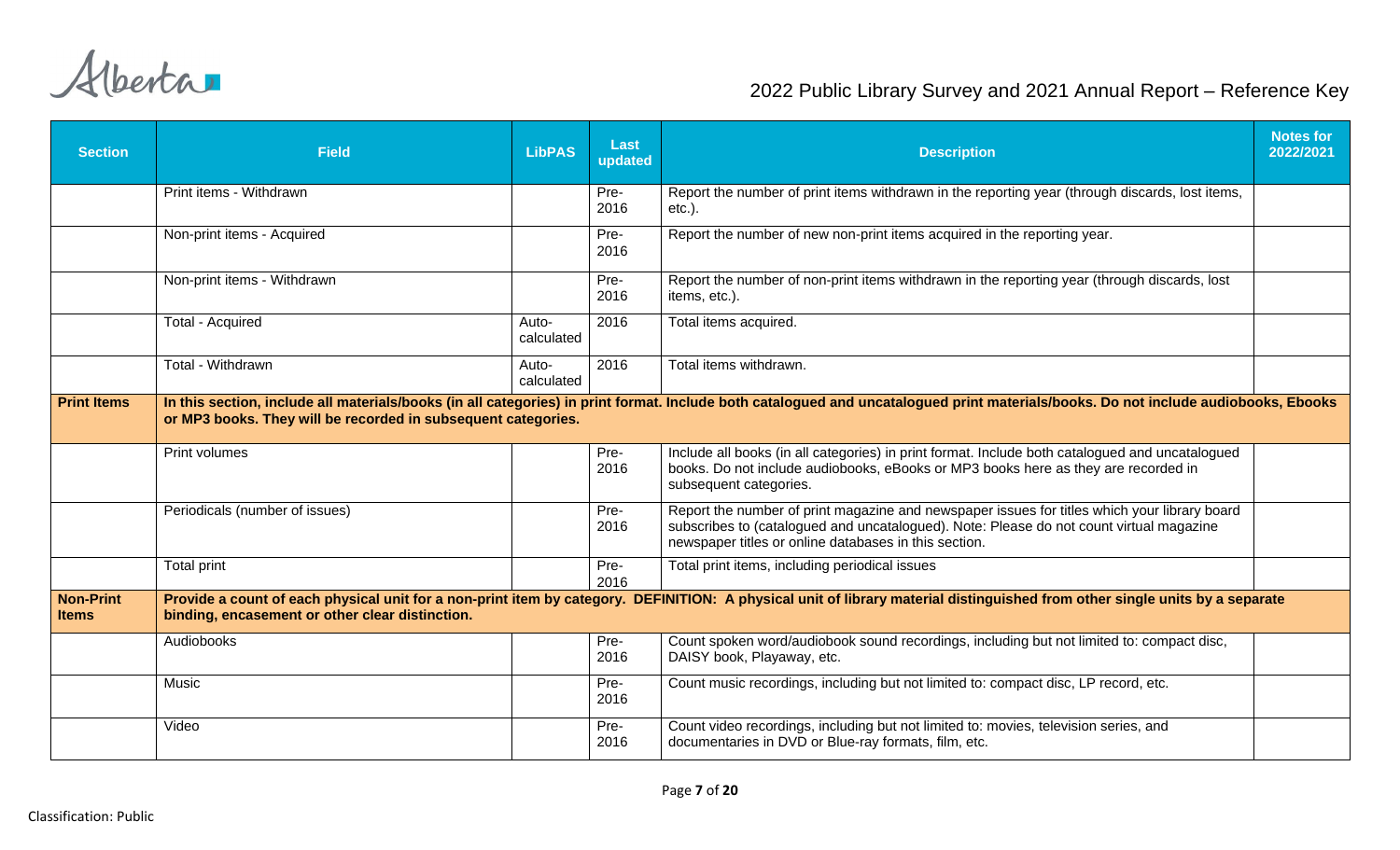| Section | Field | LibPAS | Last updated | Description | Notes for 2022/2021 |
|---|---|---|---|---|---|
| | Print items - Withdrawn | | Pre-2016 | Report the number of print items withdrawn in the reporting year (through discards, lost items, etc.). | |
| | Non-print items - Acquired | | Pre-2016 | Report the number of new non-print items acquired in the reporting year. | |
| | Non-print items - Withdrawn | | Pre-2016 | Report the number of non-print items withdrawn in the reporting year (through discards, lost items, etc.). | |
| | Total - Acquired | Auto-calculated | 2016 | Total items acquired. | |
| | Total - Withdrawn | Auto-calculated | 2016 | Total items withdrawn. | |
| **Print Items** | **In this section, include all materials/books (in all categories) in print format. Include both catalogued and uncatalogued print materials/books. Do not include audiobooks, Ebooks or MP3 books. They will be recorded in subsequent categories.** | | | | |
| | Print volumes | | Pre-2016 | Include all books (in all categories) in print format. Include both catalogued and uncatalogued books. Do not include audiobooks, eBooks or MP3 books here as they are recorded in subsequent categories. | |
| | Periodicals (number of issues) | | Pre-2016 | Report the number of print magazine and newspaper issues for titles which your library board subscribes to (catalogued and uncatalogued). Note: Please do not count virtual magazine newspaper titles or online databases in this section. | |
| | Total print | | Pre-2016 | Total print items, including periodical issues | |
| **Non-Print Items** | **Provide a count of each physical unit for a non-print item by category. DEFINITION: A physical unit of library material distinguished from other single units by a separate binding, encasement or other clear distinction.** | | | | |
| | Audiobooks | | Pre-2016 | Count spoken word/audiobook sound recordings, including but not limited to: compact disc, DAISY book, Playaway, etc. | |
| | Music | | Pre-2016 | Count music recordings, including but not limited to: compact disc, LP record, etc. | |
| | Video | | Pre-2016 | Count video recordings, including but not limited to: movies, television series, and documentaries in DVD or Blue-ray formats, film, etc. | |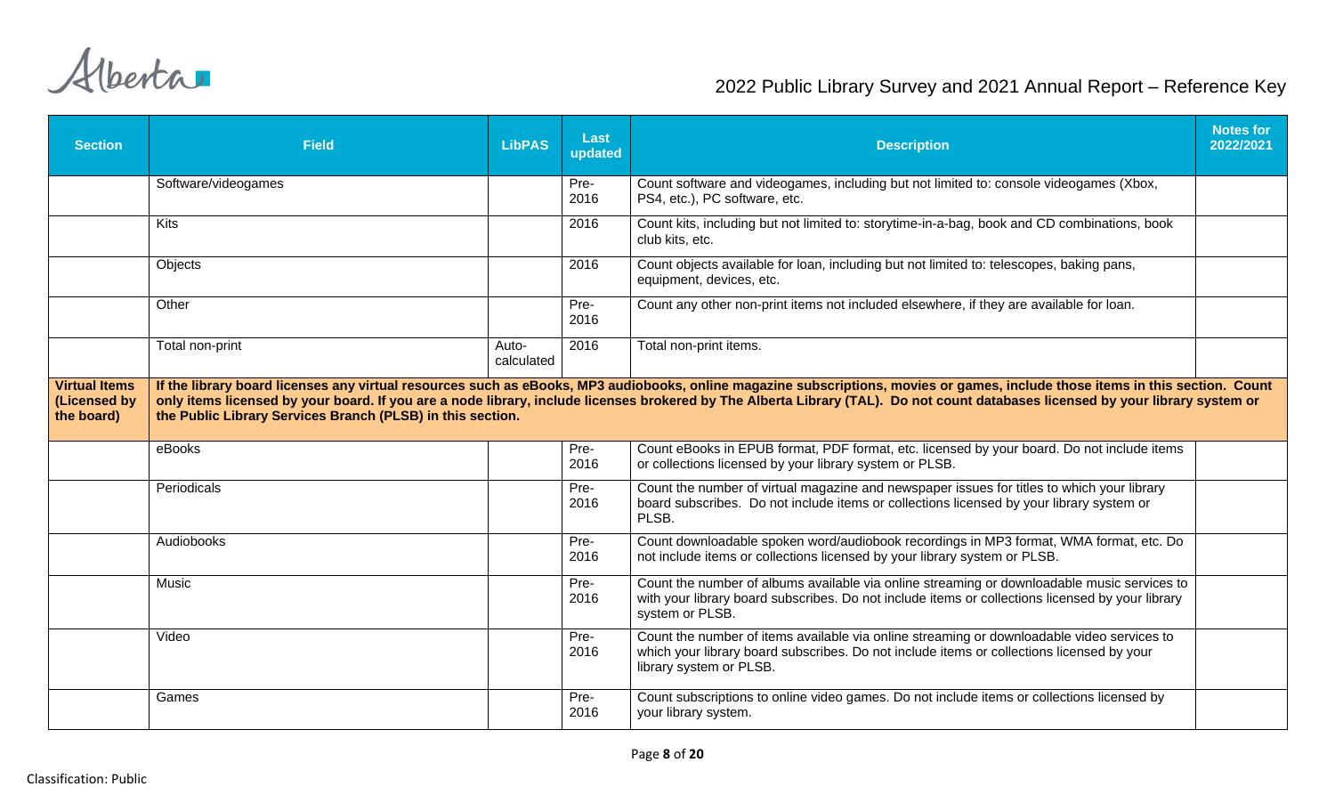| Section | Field | LibPAS | Last updated | Description | Notes for 2022/2021 |
|---|---|---|---|---|---|
| | Software/videogames | | Pre-2016 | Count software and videogames, including but not limited to: console videogames (Xbox, PS4, etc.), PC software, etc. | |
| | Kits | | 2016 | Count kits, including but not limited to: storytime-in-a-bag, book and CD combinations, book club kits, etc. | |
| | Objects | | 2016 | Count objects available for loan, including but not limited to: telescopes, baking pans, equipment, devices, etc. | |
| | Other | | Pre-2016 | Count any other non-print items not included elsewhere, if they are available for loan. | |
| | Total non-print | Auto-calculated | 2016 | Total non-print items. | |
| **Virtual Items (Licensed by the board)** | **If the library board licenses any virtual resources such as eBooks, MP3 audiobooks, online magazine subscriptions, movies or games, include those items in this section. Count only items licensed by your board. If you are a node library, include licenses brokered by The Alberta Library (TAL). Do not count databases licensed by your library system or the Public Library Services Branch (PLSB) in this section.** | | | | |
| | eBooks | | Pre-2016 | Count eBooks in EPUB format, PDF format, etc. licensed by your board. Do not include items or collections licensed by your library system or PLSB. | |
| | Periodicals | | Pre-2016 | Count the number of virtual magazine and newspaper issues for titles to which your library board subscribes. Do not include items or collections licensed by your library system or PLSB. | |
| | Audiobooks | | Pre-2016 | Count downloadable spoken word/audiobook recordings in MP3 format, WMA format, etc. Do not include items or collections licensed by your library system or PLSB. | |
| | Music | | Pre-2016 | Count the number of albums available via online streaming or downloadable music services to with your library board subscribes. Do not include items or collections licensed by your library system or PLSB. | |
| | Video | | Pre-2016 | Count the number of items available via online streaming or downloadable video services to which your library board subscribes. Do not include items or collections licensed by your library system or PLSB. | |
| | Games | | Pre-2016 | Count subscriptions to online video games. Do not include items or collections licensed by your library system. | |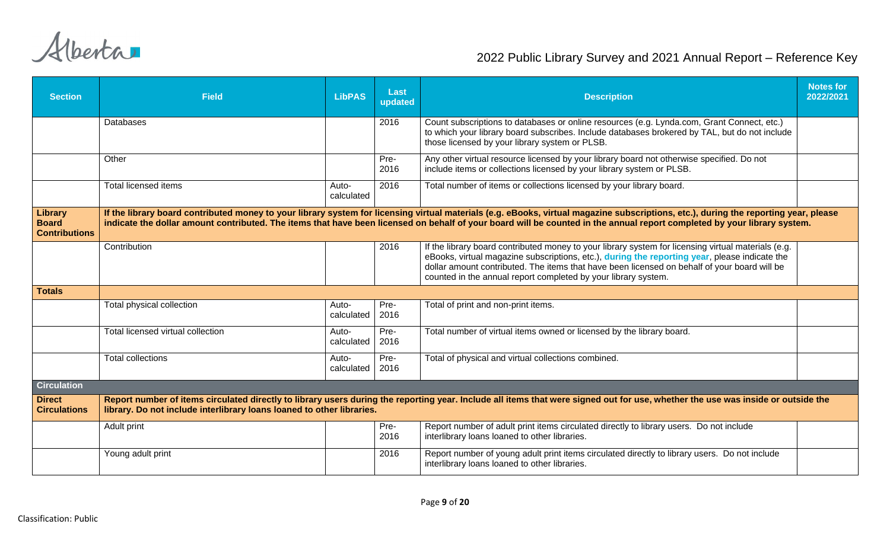| Section | Field | LibPAS | Last updated | Description | Notes for 2022/2021 |
|---|---|---|---|---|---|
| | Databases | | 2016 | Count subscriptions to databases or online resources (e.g. Lynda.com, Grant Connect, etc.) to which your library board subscribes. Include databases brokered by TAL, but do not include those licensed by your library system or PLSB. | |
| | Other | | Pre-2016 | Any other virtual resource licensed by your library board not otherwise specified. Do not include items or collections licensed by your library system or PLSB. | |
| | Total licensed items | Auto-calculated | 2016 | Total number of items or collections licensed by your library board. | |
| **Library Board Contributions** | **If the library board contributed money to your library system for licensing virtual materials (e.g. eBooks, virtual magazine subscriptions, etc.), during the reporting year, please indicate the dollar amount contributed. The items that have been licensed on behalf of your board will be counted in the annual report completed by your library system.** | | | | |
| | Contribution | | 2016 | If the library board contributed money to your library system for licensing virtual materials (e.g. eBooks, virtual magazine subscriptions, etc.), **during the reporting year**, please indicate the dollar amount contributed. The items that have been licensed on behalf of your board will be counted in the annual report completed by your library system. | |
| **Totals** | | | | | |
| | Total physical collection | Auto-calculated | Pre-2016 | Total of print and non-print items. | |
| | Total licensed virtual collection | Auto-calculated | Pre-2016 | Total number of virtual items owned or licensed by the library board. | |
| | Total collections | Auto-calculated | Pre-2016 | Total of physical and virtual collections combined. | |
| **Circulation** | | | | | |
| **Direct Circulations** | **Report number of items circulated directly to library users during the reporting year. Include all items that were signed out for use, whether the use was inside or outside the library. Do not include interlibrary loans loaned to other libraries.** | | | | |
| | Adult print | | Pre-2016 | Report number of adult print items circulated directly to library users. Do not include interlibrary loans loaned to other libraries. | |
| | Young adult print | | 2016 | Report number of young adult print items circulated directly to library users. Do not include interlibrary loans loaned to other libraries. | |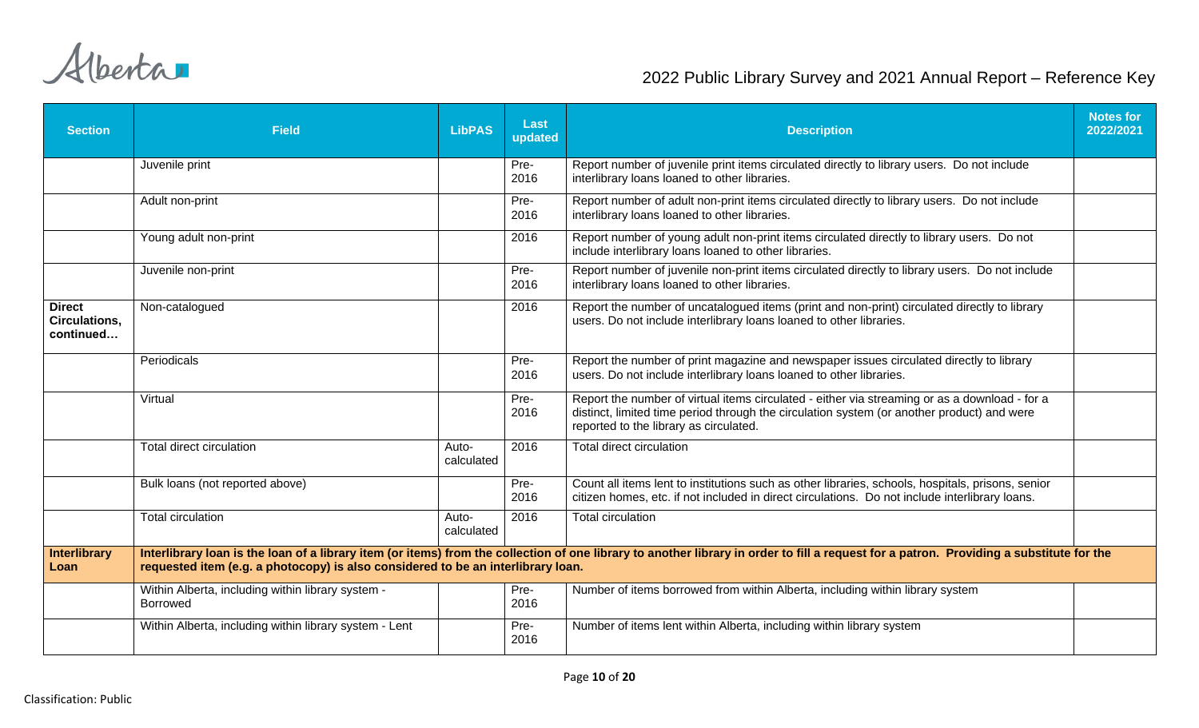| Section | Field | LibPAS | Last updated | Description | Notes for 2022/2021 |
|---|---|---|---|---|---|
| | Juvenile print | | Pre-2016 | Report number of juvenile print items circulated directly to library users. Do not include interlibrary loans loaned to other libraries. | |
| | Adult non-print | | Pre-2016 | Report number of adult non-print items circulated directly to library users. Do not include interlibrary loans loaned to other libraries. | |
| | Young adult non-print | | 2016 | Report number of young adult non-print items circulated directly to library users. Do not include interlibrary loans loaned to other libraries. | |
| | Juvenile non-print | | Pre-2016 | Report number of juvenile non-print items circulated directly to library users. Do not include interlibrary loans loaned to other libraries. | |
| **Direct Circulations, continued…** | Non-catalogued | | 2016 | Report the number of uncatalogued items (print and non-print) circulated directly to library users. Do not include interlibrary loans loaned to other libraries. | |
| | Periodicals | | Pre-2016 | Report the number of print magazine and newspaper issues circulated directly to library users. Do not include interlibrary loans loaned to other libraries. | |
| | Virtual | | Pre-2016 | Report the number of virtual items circulated - either via streaming or as a download - for a distinct, limited time period through the circulation system (or another product) and were reported to the library as circulated. | |
| | Total direct circulation | Auto-calculated | 2016 | Total direct circulation | |
| | Bulk loans (not reported above) | | Pre-2016 | Count all items lent to institutions such as other libraries, schools, hospitals, prisons, senior citizen homes, etc. if not included in direct circulations. Do not include interlibrary loans. | |
| | Total circulation | Auto-calculated | 2016 | Total circulation | |
| **Interlibrary Loan** | **Interlibrary loan is the loan of a library item (or items) from the collection of one library to another library in order to fill a request for a patron. Providing a substitute for the requested item (e.g. a photocopy) is also considered to be an interlibrary loan.** | | | | |
| | Within Alberta, including within library system - Borrowed | | Pre-2016 | Number of items borrowed from within Alberta, including within library system | |
| | Within Alberta, including within library system - Lent | | Pre-2016 | Number of items lent within Alberta, including within library system | |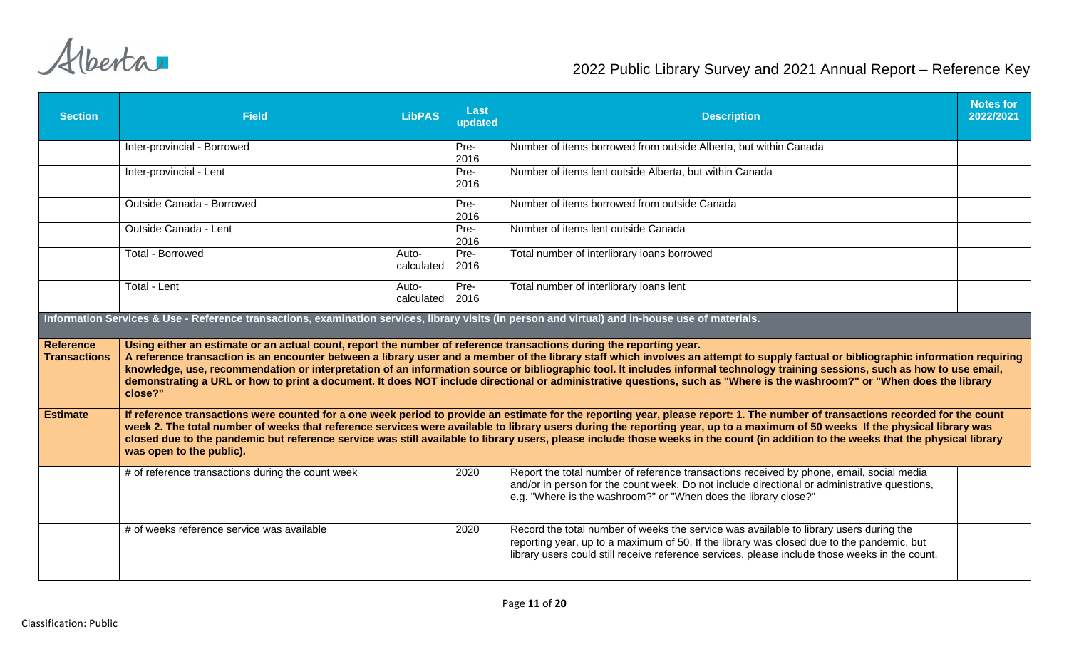| Section | Field | LibPAS | Last updated | Description | Notes for 2022/2021 |
|---|---|---|---|---|---|
| | Inter-provincial - Borrowed | | Pre-2016 | Number of items borrowed from outside Alberta, but within Canada | |
| | Inter-provincial - Lent | | Pre-2016 | Number of items lent outside Alberta, but within Canada | |
| | Outside Canada - Borrowed | | Pre-2016 | Number of items borrowed from outside Canada | |
| | Outside Canada - Lent | | Pre-2016 | Number of items lent outside Canada | |
| | Total - Borrowed | Auto-calculated | Pre-2016 | Total number of interlibrary loans borrowed | |
| | Total - Lent | Auto-calculated | Pre-2016 | Total number of interlibrary loans lent | |
| **Information Services & Use - Reference transactions, examination services, library visits (in person and virtual) and in-house use of materials.** | | | | | |
| **Reference Transactions** | **Using either an estimate or an actual count, report the number of reference transactions during the reporting year. A reference transaction is an encounter between a library user and a member of the library staff which involves an attempt to supply factual or bibliographic information requiring knowledge, use, recommendation or interpretation of an information source or bibliographic tool. It includes informal technology training sessions, such as how to use email, demonstrating a URL or how to print a document. It does NOT include directional or administrative questions, such as "Where is the washroom?" or "When does the library close?"** | | | | |
| **Estimate** | **If reference transactions were counted for a one week period to provide an estimate for the reporting year, please report: 1. The number of transactions recorded for the count week 2. The total number of weeks that reference services were available to library users during the reporting year, up to a maximum of 50 weeks If the physical library was closed due to the pandemic but reference service was still available to library users, please include those weeks in the count (in addition to the weeks that the physical library was open to the public).** | | | | |
| | # of reference transactions during the count week | | 2020 | Report the total number of reference transactions received by phone, email, social media and/or in person for the count week. Do not include directional or administrative questions, e.g. "Where is the washroom?" or "When does the library close?" | |
| | # of weeks reference service was available | | 2020 | Record the total number of weeks the service was available to library users during the reporting year, up to a maximum of 50. If the library was closed due to the pandemic, but library users could still receive reference services, please include those weeks in the count. | |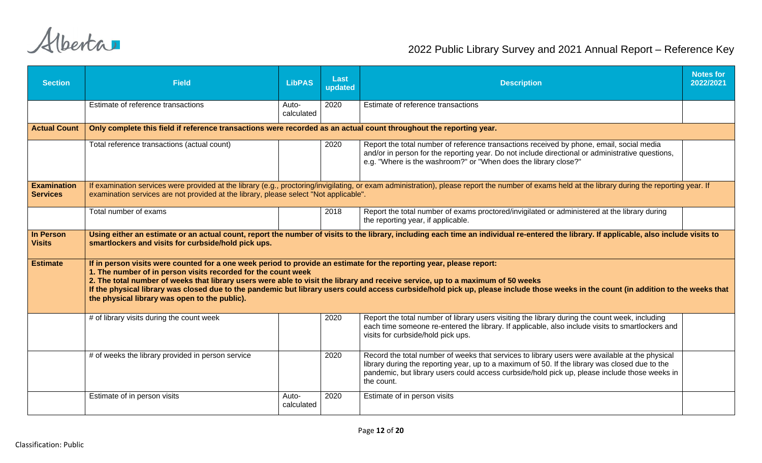| Section | Field | LibPAS | Last updated | Description | Notes for 2022/2021 |
|---|---|---|---|---|---|
| | Estimate of reference transactions | Auto-calculated | 2020 | Estimate of reference transactions | |
| **Actual Count** | **Only complete this field if reference transactions were recorded as an actual count throughout the reporting year.** | | | | |
| | Total reference transactions (actual count) | | 2020 | Report the total number of reference transactions received by phone, email, social media and/or in person for the reporting year. Do not include directional or administrative questions, e.g. "Where is the washroom?" or "When does the library close?" | |
| **Examination Services** | If examination services were provided at the library (e.g., proctoring/invigilating, or exam administration), please report the number of exams held at the library during the reporting year. If examination services are not provided at the library, please select "Not applicable". | | | | |
| | Total number of exams | | 2018 | Report the total number of exams proctored/invigilated or administered at the library during the reporting year, if applicable. | |
| **In Person Visits** | **Using either an estimate or an actual count, report the number of visits to the library, including each time an individual re-entered the library. If applicable, also include visits to smartlockers and visits for curbside/hold pick ups.** | | | | |
| **Estimate** | **If in person visits were counted for a one week period to provide an estimate for the reporting year, please report:**<br>**1. The number of in person visits recorded for the count week**<br>**2. The total number of weeks that library users were able to visit the library and receive service, up to a maximum of 50 weeks**<br>**If the physical library was closed due to the pandemic but library users could access curbside/hold pick up, please include those weeks in the count (in addition to the weeks that the physical library was open to the public).** | | | | |
| | # of library visits during the count week | | 2020 | Report the total number of library users visiting the library during the count week, including each time someone re-entered the library. If applicable, also include visits to smartlockers and visits for curbside/hold pick ups. | |
| | # of weeks the library provided in person service | | 2020 | Record the total number of weeks that services to library users were available at the physical library during the reporting year, up to a maximum of 50. If the library was closed due to the pandemic, but library users could access curbside/hold pick up, please include those weeks in the count. | |
| | Estimate of in person visits | Auto-calculated | 2020 | Estimate of in person visits | |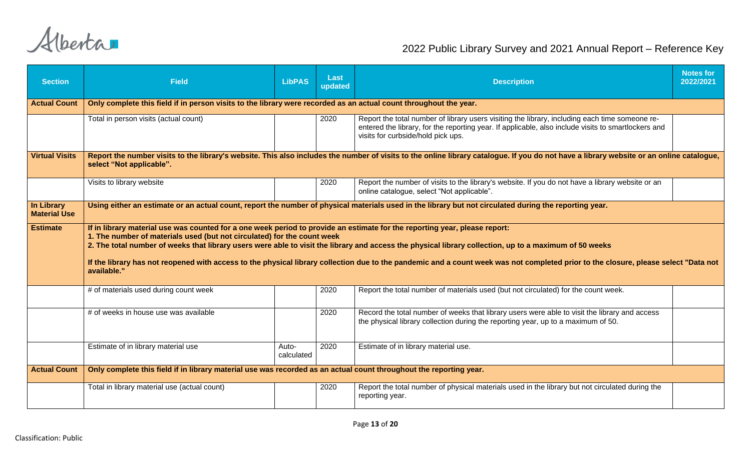| Section | Field | LibPAS | Last updated | Description | Notes for 2022/2021 |
| --- | --- | --- | --- | --- | --- |
| **Actual Count** | **Only complete this field if in person visits to the library were recorded as an actual count throughout the year.** | | | | |
| | Total in person visits (actual count) | | 2020 | Report the total number of library users visiting the library, including each time someone re-entered the library, for the reporting year. If applicable, also include visits to smartlockers and visits for curbside/hold pick ups. | |
| **Virtual Visits** | **Report the number visits to the library's website. This also includes the number of visits to the online library catalogue. If you do not have a library website or an online catalogue, select "Not applicable".** | | | | |
| | Visits to library website | | 2020 | Report the number of visits to the library's website. If you do not have a library website or an online catalogue, select "Not applicable". | |
| **In Library Material Use** | **Using either an estimate or an actual count, report the number of physical materials used in the library but not circulated during the reporting year.** | | | | |
| **Estimate** | **If in library material use was counted for a one week period to provide an estimate for the reporting year, please report:**<br>**1. The number of materials used (but not circulated) for the count week**<br>**2. The total number of weeks that library users were able to visit the library and access the physical library collection, up to a maximum of 50 weeks**<br><br>**If the library has not reopened with access to the physical library collection due to the pandemic and a count week was not completed prior to the closure, please select "Data not available."** | | | | |
| | # of materials used during count week | | 2020 | Report the total number of materials used (but not circulated) for the count week. | |
| | # of weeks in house use was available | | 2020 | Record the total number of weeks that library users were able to visit the library and access the physical library collection during the reporting year, up to a maximum of 50. | |
| | Estimate of in library material use | Auto-calculated | 2020 | Estimate of in library material use. | |
| **Actual Count** | **Only complete this field if in library material use was recorded as an actual count throughout the reporting year.** | | | | |
| | Total in library material use (actual count) | | 2020 | Report the total number of physical materials used in the library but not circulated during the reporting year. | |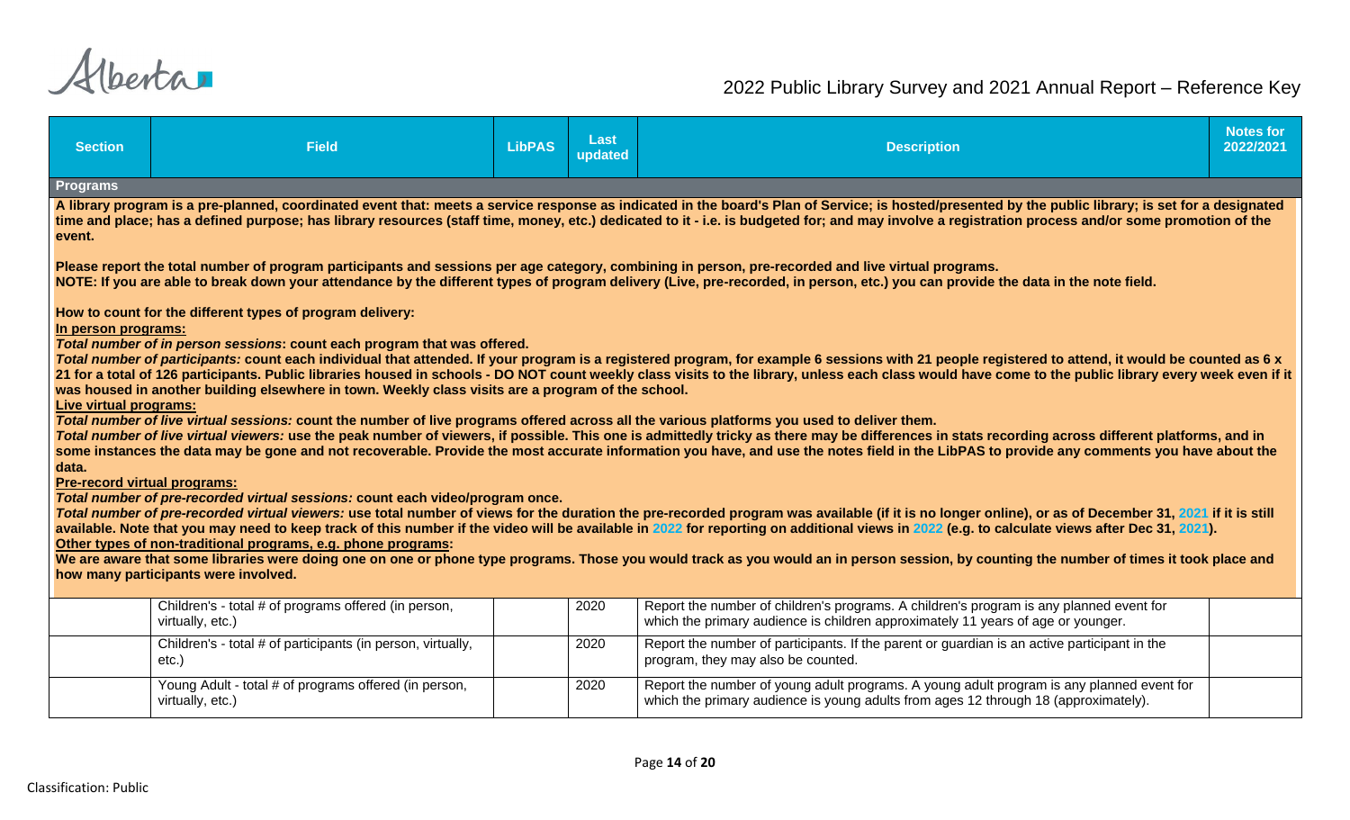| Section | Field | LibPAS | Last updated | Description | Notes for 2022/2021 |
|---|---|---|---|---|---|
| **Programs** | | | | | |
| **A library program is a pre-planned, coordinated event that: meets a service response as indicated in the board's Plan of Service; is hosted/presented by the public library; is set for a designated time and place; has a defined purpose; has library resources (staff time, money, etc.) dedicated to it - i.e. is budgeted for; and may involve a registration process and/or some promotion of the event.**<br><br>**Please report the total number of program participants and sessions per age category, combining in person, pre-recorded and live virtual programs.**<br>**NOTE: If you are able to break down your attendance by the different types of program delivery (Live, pre-recorded, in person, etc.) you can provide the data in the note field.**<br><br>**How to count for the different types of program delivery:**<br>**<u>In person programs:</u>**<br>***Total number of in person sessions*: count each program that was offered.**<br>***Total number of participants:* count each individual that attended. If your program is a registered program, for example 6 sessions with 21 people registered to attend, it would be counted as 6 x 21 for a total of 126 participants. Public libraries housed in schools - DO NOT count weekly class visits to the library, unless each class would have come to the public library every week even if it was housed in another building elsewhere in town. Weekly class visits are a program of the school.**<br>**<u>Live virtual programs:</u>**<br>***Total number of live virtual sessions:* count the number of live programs offered across all the various platforms you used to deliver them.**<br>***Total number of live virtual viewers:* use the peak number of viewers, if possible. This one is admittedly tricky as there may be differences in stats recording across different platforms, and in some instances the data may be gone and not recoverable. Provide the most accurate information you have, and use the notes field in the LibPAS to provide any comments you have about the data.**<br>**<u>Pre-record virtual programs:</u>**<br>***Total number of pre-recorded virtual sessions:* count each video/program once.**<br>***Total number of pre-recorded virtual viewers:* use total number of views for the duration the pre-recorded program was available (if it is no longer online), or as of December 31, 2021 if it is still available. Note that you may need to keep track of this number if the video will be available in 2022 for reporting on additional views in 2022 (e.g. to calculate views after Dec 31, 2021).**<br>**<u>Other types of non-traditional programs, e.g. phone programs</u>:**<br>**We are aware that some libraries were doing one on one or phone type programs. Those you would track as you would an in person session, by counting the number of times it took place and how many participants were involved.** | | | | | |
| | Children's - total # of programs offered (in person, virtually, etc.) | | 2020 | Report the number of children's programs. A children's program is any planned event for which the primary audience is children approximately 11 years of age or younger. | |
| | Children's - total # of participants (in person, virtually, etc.) | | 2020 | Report the number of participants. If the parent or guardian is an active participant in the program, they may also be counted. | |
| | Young Adult - total # of programs offered (in person, virtually, etc.) | | 2020 | Report the number of young adult programs. A young adult program is any planned event for which the primary audience is young adults from ages 12 through 18 (approximately). | |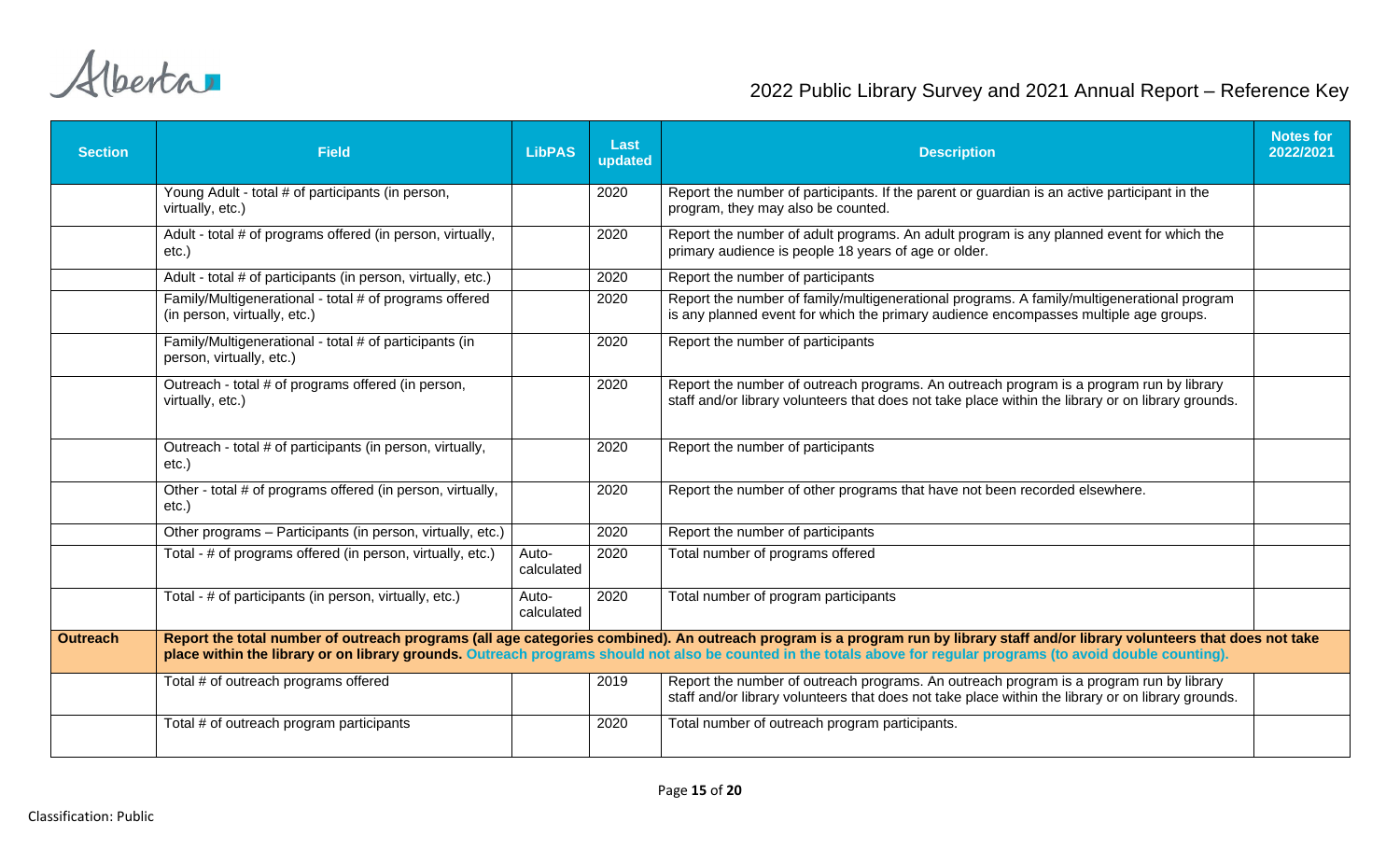| Section | Field | LibPAS | Last updated | Description | Notes for 2022/2021 |
|---|---|---|---|---|---|
| | Young Adult - total # of participants (in person, virtually, etc.) | | 2020 | Report the number of participants. If the parent or guardian is an active participant in the program, they may also be counted. | |
| | Adult - total # of programs offered (in person, virtually, etc.) | | 2020 | Report the number of adult programs. An adult program is any planned event for which the primary audience is people 18 years of age or older. | |
| | Adult - total # of participants (in person, virtually, etc.) | | 2020 | Report the number of participants | |
| | Family/Multigenerational - total # of programs offered (in person, virtually, etc.) | | 2020 | Report the number of family/multigenerational programs. A family/multigenerational program is any planned event for which the primary audience encompasses multiple age groups. | |
| | Family/Multigenerational - total # of participants (in person, virtually, etc.) | | 2020 | Report the number of participants | |
| | Outreach - total # of programs offered (in person, virtually, etc.) | | 2020 | Report the number of outreach programs. An outreach program is a program run by library staff and/or library volunteers that does not take place within the library or on library grounds. | |
| | Outreach - total # of participants (in person, virtually, etc.) | | 2020 | Report the number of participants | |
| | Other - total # of programs offered (in person, virtually, etc.) | | 2020 | Report the number of other programs that have not been recorded elsewhere. | |
| | Other programs – Participants (in person, virtually, etc.) | | 2020 | Report the number of participants | |
| | Total - # of programs offered (in person, virtually, etc.) | Auto-calculated | 2020 | Total number of programs offered | |
| | Total - # of participants (in person, virtually, etc.) | Auto-calculated | 2020 | Total number of program participants | |
| **Outreach** | **Report the total number of outreach programs (all age categories combined). An outreach program is a program run by library staff and/or library volunteers that does not take place within the library or on library grounds. Outreach programs should not also be counted in the totals above for regular programs (to avoid double counting).** | | | | |
| | Total # of outreach programs offered | | 2019 | Report the number of outreach programs. An outreach program is a program run by library staff and/or library volunteers that does not take place within the library or on library grounds. | |
| | Total # of outreach program participants | | 2020 | Total number of outreach program participants. | |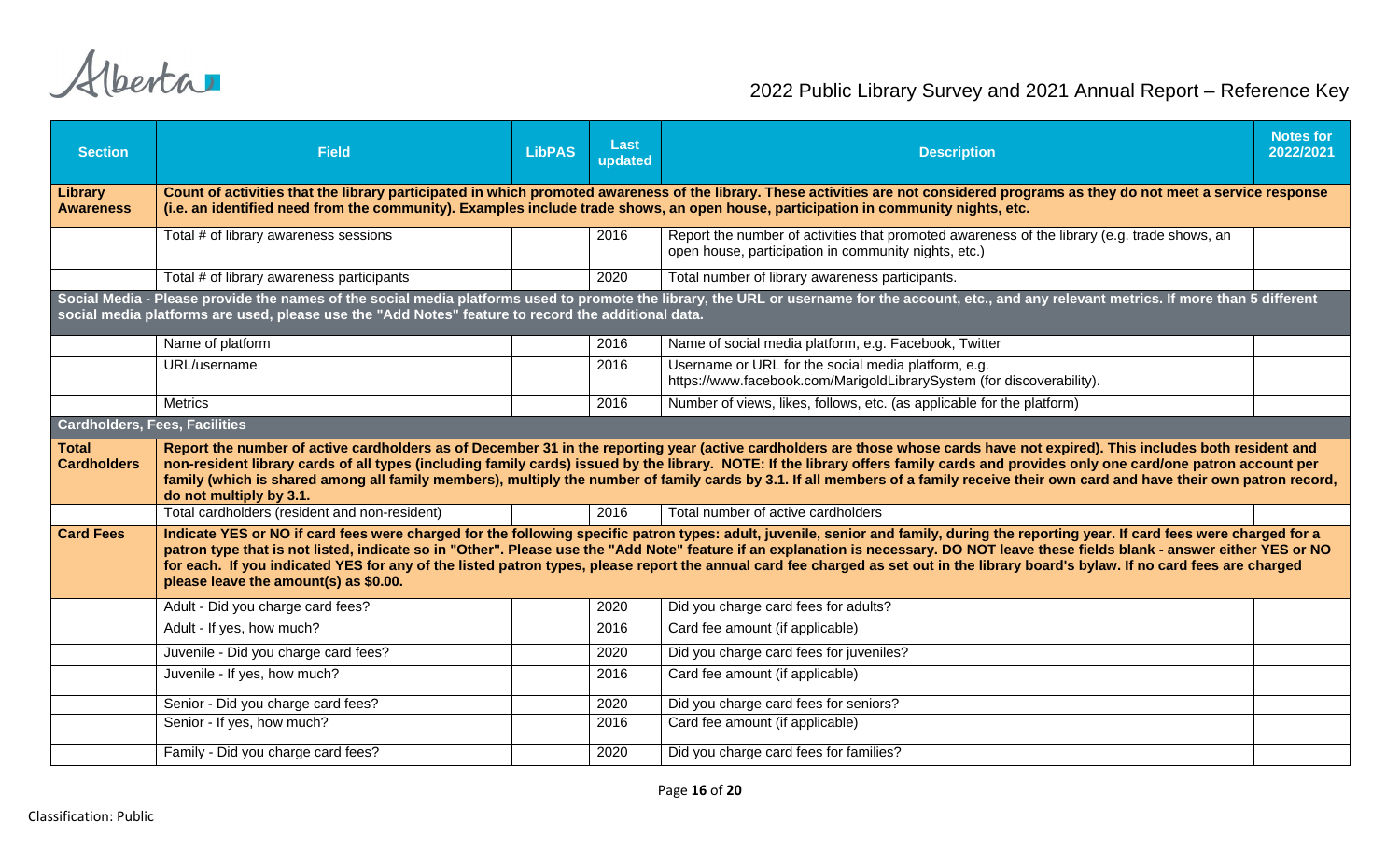| Section | Field | LibPAS | Last updated | Description | Notes for 2022/2021 |
|---|---|---|---|---|---|
| **Library Awareness** | **Count of activities that the library participated in which promoted awareness of the library. These activities are not considered programs as they do not meet a service response (i.e. an identified need from the community). Examples include trade shows, an open house, participation in community nights, etc.** | | | | |
| | Total # of library awareness sessions | | 2016 | Report the number of activities that promoted awareness of the library (e.g. trade shows, an open house, participation in community nights, etc.) | |
| | Total # of library awareness participants | | 2020 | Total number of library awareness participants. | |
| **Social Media - Please provide the names of the social media platforms used to promote the library, the URL or username for the account, etc., and any relevant metrics. If more than 5 different social media platforms are used, please use the "Add Notes" feature to record the additional data.** | | | | | |
| | Name of platform | | 2016 | Name of social media platform, e.g. Facebook, Twitter | |
| | URL/username | | 2016 | Username or URL for the social media platform, e.g. https://www.facebook.com/MarigoldLibrarySystem (for discoverability). | |
| | Metrics | | 2016 | Number of views, likes, follows, etc. (as applicable for the platform) | |
| **Cardholders, Fees, Facilities** | | | | | |
| **Total Cardholders** | **Report the number of active cardholders as of December 31 in the reporting year (active cardholders are those whose cards have not expired). This includes both resident and non-resident library cards of all types (including family cards) issued by the library. NOTE: If the library offers family cards and provides only one card/one patron account per family (which is shared among all family members), multiply the number of family cards by 3.1. If all members of a family receive their own card and have their own patron record, do not multiply by 3.1.** | | | | |
| | Total cardholders (resident and non-resident) | | 2016 | Total number of active cardholders | |
| **Card Fees** | **Indicate YES or NO if card fees were charged for the following specific patron types: adult, juvenile, senior and family, during the reporting year. If card fees were charged for a patron type that is not listed, indicate so in "Other". Please use the "Add Note" feature if an explanation is necessary. DO NOT leave these fields blank - answer either YES or NO for each. If you indicated YES for any of the listed patron types, please report the annual card fee charged as set out in the library board's bylaw. If no card fees are charged please leave the amount(s) as $0.00.** | | | | |
| | Adult - Did you charge card fees? | | 2020 | Did you charge card fees for adults? | |
| | Adult - If yes, how much? | | 2016 | Card fee amount (if applicable) | |
| | Juvenile - Did you charge card fees? | | 2020 | Did you charge card fees for juveniles? | |
| | Juvenile - If yes, how much? | | 2016 | Card fee amount (if applicable) | |
| | Senior - Did you charge card fees? | | 2020 | Did you charge card fees for seniors? | |
| | Senior - If yes, how much? | | 2016 | Card fee amount (if applicable) | |
| | Family - Did you charge card fees? | | 2020 | Did you charge card fees for families? | |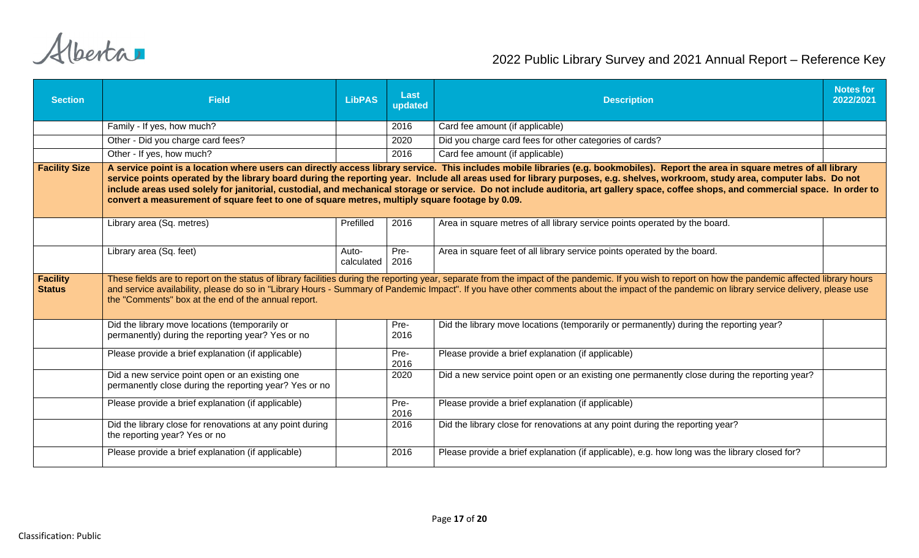| Section | Field | LibPAS | Last updated | Description | Notes for 2022/2021 |
|---|---|---|---|---|---|
| | Family - If yes, how much? | | 2016 | Card fee amount (if applicable) | |
| | Other - Did you charge card fees? | | 2020 | Did you charge card fees for other categories of cards? | |
| | Other - If yes, how much? | | 2016 | Card fee amount (if applicable) | |
| **Facility Size** | **A service point is a location where users can directly access library service. This includes mobile libraries (e.g. bookmobiles). Report the area in square metres of all library service points operated by the library board during the reporting year. Include all areas used for library purposes, e.g. shelves, workroom, study area, computer labs. Do not include areas used solely for janitorial, custodial, and mechanical storage or service. Do not include auditoria, art gallery space, coffee shops, and commercial space. In order to convert a measurement of square feet to one of square metres, multiply square footage by 0.09.** | | | | |
| | Library area (Sq. metres) | Prefilled | 2016 | Area in square metres of all library service points operated by the board. | |
| | Library area (Sq. feet) | Auto-calculated | Pre-2016 | Area in square feet of all library service points operated by the board. | |
| **Facility Status** | These fields are to report on the status of library facilities during the reporting year, separate from the impact of the pandemic. If you wish to report on how the pandemic affected library hours and service availability, please do so in "Library Hours - Summary of Pandemic Impact". If you have other comments about the impact of the pandemic on library service delivery, please use the "Comments" box at the end of the annual report. | | | | |
| | Did the library move locations (temporarily or permanently) during the reporting year? Yes or no | | Pre-2016 | Did the library move locations (temporarily or permanently) during the reporting year? | |
| | Please provide a brief explanation (if applicable) | | Pre-2016 | Please provide a brief explanation (if applicable) | |
| | Did a new service point open or an existing one permanently close during the reporting year? Yes or no | | 2020 | Did a new service point open or an existing one permanently close during the reporting year? | |
| | Please provide a brief explanation (if applicable) | | Pre-2016 | Please provide a brief explanation (if applicable) | |
| | Did the library close for renovations at any point during the reporting year? Yes or no | | 2016 | Did the library close for renovations at any point during the reporting year? | |
| | Please provide a brief explanation (if applicable) | | 2016 | Please provide a brief explanation (if applicable), e.g. how long was the library closed for? | |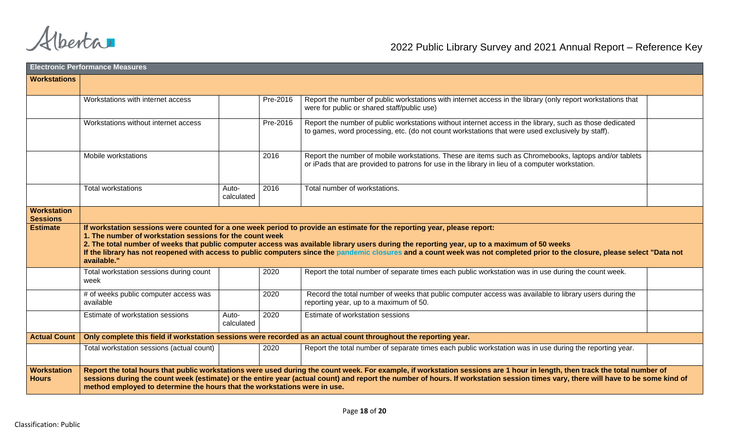| Electronic Performance Measures | | | | | |
|---|---|---|---|---|---|
| **Workstations** | | | | | |
| | Workstations with internet access | | Pre-2016 | Report the number of public workstations with internet access in the library (only report workstations that were for public or shared staff/public use) | |
| | Workstations without internet access | | Pre-2016 | Report the number of public workstations without internet access in the library, such as those dedicated to games, word processing, etc. (do not count workstations that were used exclusively by staff). | |
| | Mobile workstations | | 2016 | Report the number of mobile workstations. These are items such as Chromebooks, laptops and/or tablets or iPads that are provided to patrons for use in the library in lieu of a computer workstation. | |
| | Total workstations | Auto-calculated | 2016 | Total number of workstations. | |
| **Workstation Sessions** | | | | | |
| **Estimate** | **If workstation sessions were counted for a one week period to provide an estimate for the reporting year, please report: 1. The number of workstation sessions for the count week 2. The total number of weeks that public computer access was available library users during the reporting year, up to a maximum of 50 weeks If the library has not reopened with access to public computers since the pandemic closures and a count week was not completed prior to the closure, please select "Data not available."** | | | | |
| | Total workstation sessions during count week | | 2020 | Report the total number of separate times each public workstation was in use during the count week. | |
| | # of weeks public computer access was available | | 2020 | Record the total number of weeks that public computer access was available to library users during the reporting year, up to a maximum of 50. | |
| | Estimate of workstation sessions | Auto-calculated | 2020 | Estimate of workstation sessions | |
| **Actual Count** | **Only complete this field if workstation sessions were recorded as an actual count throughout the reporting year.** | | | | |
| | Total workstation sessions (actual count) | | 2020 | Report the total number of separate times each public workstation was in use during the reporting year. | |
| **Workstation Hours** | **Report the total hours that public workstations were used during the count week. For example, if workstation sessions are 1 hour in length, then track the total number of sessions during the count week (estimate) or the entire year (actual count) and report the number of hours. If workstation session times vary, there will have to be some kind of method employed to determine the hours that the workstations were in use.** | | | | |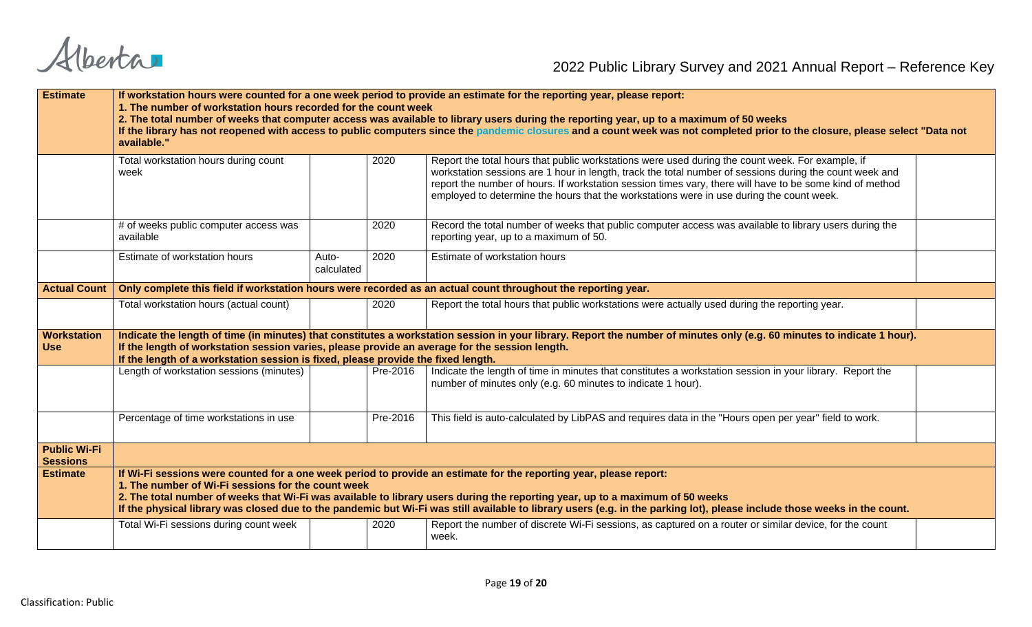| | | | | | |
|---|---|---|---|---|---|
| **Estimate** | **If workstation hours were counted for a one week period to provide an estimate for the reporting year, please report:**<br>**1. The number of workstation hours recorded for the count week**<br>**2. The total number of weeks that computer access was available to library users during the reporting year, up to a maximum of 50 weeks**<br>**If the library has not reopened with access to public computers since the pandemic closures and a count week was not completed prior to the closure, please select "Data not available."** | | | | |
| | Total workstation hours during count week | | 2020 | Report the total hours that public workstations were used during the count week. For example, if workstation sessions are 1 hour in length, track the total number of sessions during the count week and report the number of hours. If workstation session times vary, there will have to be some kind of method employed to determine the hours that the workstations were in use during the count week. | |
| | # of weeks public computer access was available | | 2020 | Record the total number of weeks that public computer access was available to library users during the reporting year, up to a maximum of 50. | |
| | Estimate of workstation hours | Auto-calculated | 2020 | Estimate of workstation hours | |
| **Actual Count** | **Only complete this field if workstation hours were recorded as an actual count throughout the reporting year.** | | | | |
| | Total workstation hours (actual count) | | 2020 | Report the total hours that public workstations were actually used during the reporting year. | |
| **Workstation Use** | **Indicate the length of time (in minutes) that constitutes a workstation session in your library. Report the number of minutes only (e.g. 60 minutes to indicate 1 hour).**<br>**If the length of workstation session varies, please provide an average for the session length.**<br>**If the length of a workstation session is fixed, please provide the fixed length.** | | | | |
| | Length of workstation sessions (minutes) | | Pre-2016 | Indicate the length of time in minutes that constitutes a workstation session in your library. Report the number of minutes only (e.g. 60 minutes to indicate 1 hour). | |
| | Percentage of time workstations in use | | Pre-2016 | This field is auto-calculated by LibPAS and requires data in the "Hours open per year" field to work. | |
| **Public Wi-Fi Sessions** | | | | | |
| **Estimate** | **If Wi-Fi sessions were counted for a one week period to provide an estimate for the reporting year, please report:**<br>**1. The number of Wi-Fi sessions for the count week**<br>**2. The total number of weeks that Wi-Fi was available to library users during the reporting year, up to a maximum of 50 weeks**<br>**If the physical library was closed due to the pandemic but Wi-Fi was still available to library users (e.g. in the parking lot), please include those weeks in the count.** | | | | |
| | Total Wi-Fi sessions during count week | | 2020 | Report the number of discrete Wi-Fi sessions, as captured on a router or similar device, for the count week. | |

Classification: Public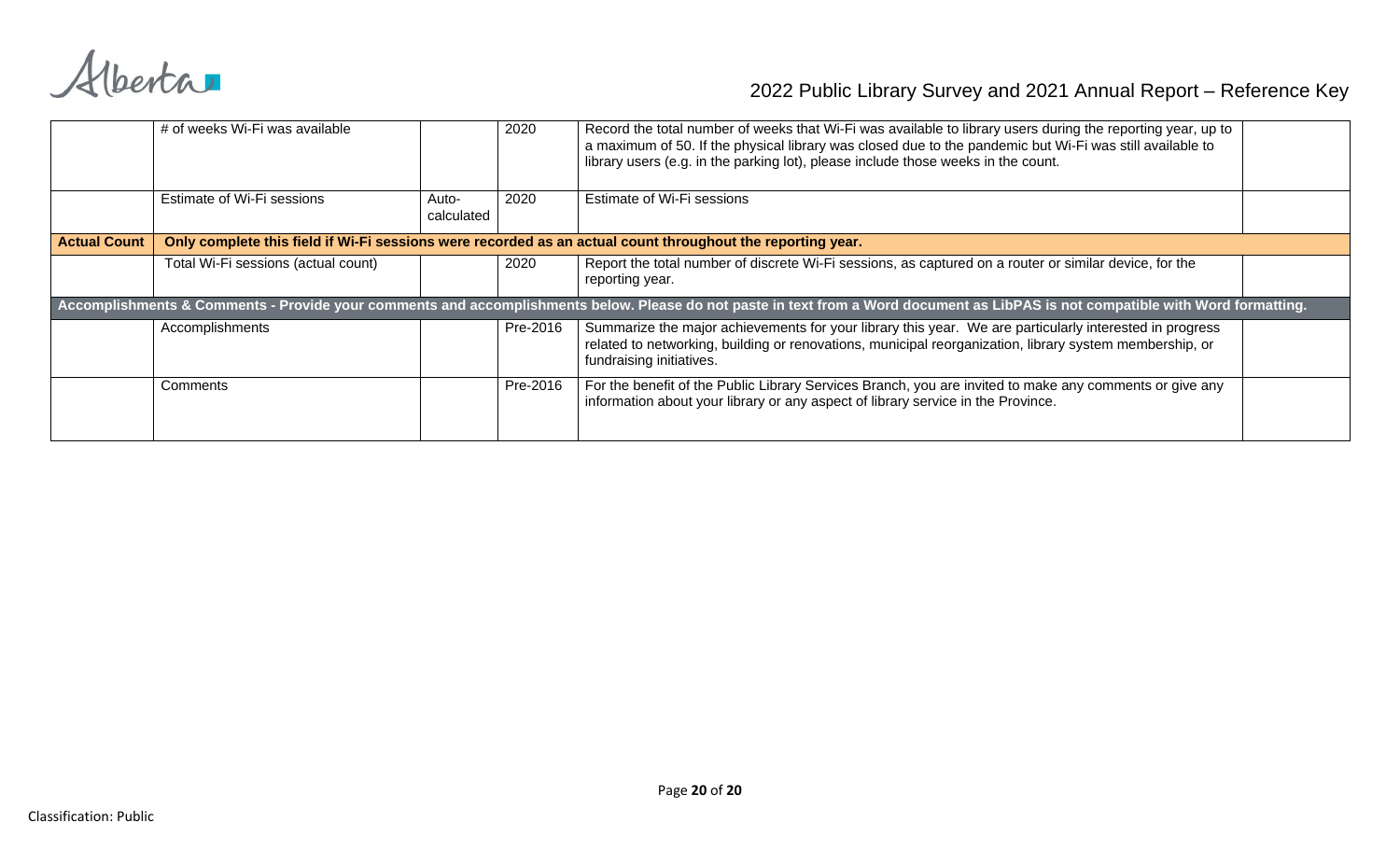| | | | | | |
|---|---|---|---|---|---|
| | # of weeks Wi-Fi was available | | 2020 | Record the total number of weeks that Wi-Fi was available to library users during the reporting year, up to a maximum of 50. If the physical library was closed due to the pandemic but Wi-Fi was still available to library users (e.g. in the parking lot), please include those weeks in the count. | |
| | Estimate of Wi-Fi sessions | Auto-calculated | 2020 | Estimate of Wi-Fi sessions | |
| **Actual Count** | **Only complete this field if Wi-Fi sessions were recorded as an actual count throughout the reporting year.** | | | | |
| | Total Wi-Fi sessions (actual count) | | 2020 | Report the total number of discrete Wi-Fi sessions, as captured on a router or similar device, for the reporting year. | |
| **Accomplishments & Comments - Provide your comments and accomplishments below. Please do not paste in text from a Word document as LibPAS is not compatible with Word formatting.** | | | | | |
| | Accomplishments | | Pre-2016 | Summarize the major achievements for your library this year. We are particularly interested in progress related to networking, building or renovations, municipal reorganization, library system membership, or fundraising initiatives. | |
| | Comments | | Pre-2016 | For the benefit of the Public Library Services Branch, you are invited to make any comments or give any information about your library or any aspect of library service in the Province. | |